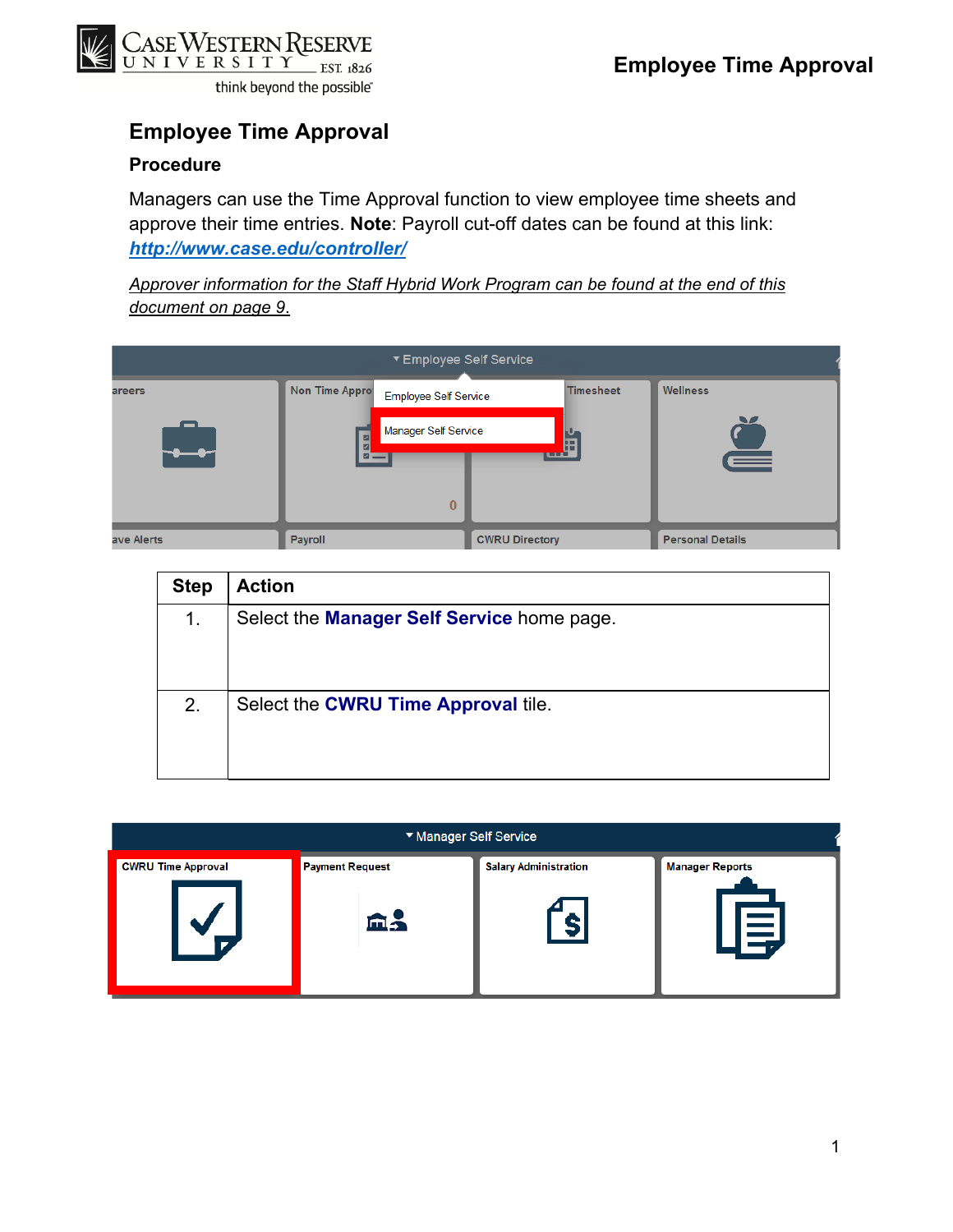# Employee Time Approval

## Procedure

Managers can use the Time Approval function to view employee time sheets and approve their time entries. **Note**: Payroll cut-off dates can be found at this link: ***http://www.case.edu/controller/***

*Approver information for the Staff Hybrid Work Program can be found at the end of this document on page 9.*

| Step | Action |
|---|---|
| 1. | Select the **Manager Self Service** home page. |
| 2. | Select the **CWRU Time Approval** tile. |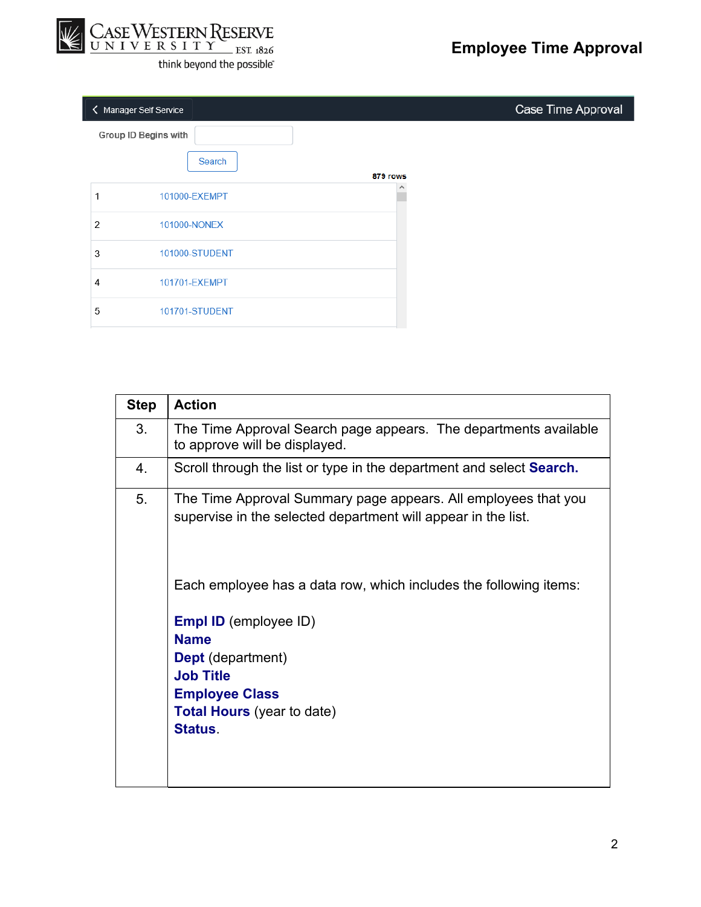Manager Self Service

Case Time Approval

Group ID Begins with

Search

879 rows

| | |
|---|---|
| 1 | 101000-EXEMPT |
| 2 | 101000-NONEX |
| 3 | 101000-STUDENT |
| 4 | 101701-EXEMPT |
| 5 | 101701-STUDENT |

| Step | Action |
|---|---|
| 3. | The Time Approval Search page appears. The departments available to approve will be displayed. |
| 4. | Scroll through the list or type in the department and select **Search.** |
| 5. | The Time Approval Summary page appears. All employees that you supervise in the selected department will appear in the list.<br><br>Each employee has a data row, which includes the following items:<br><br>**Empl ID** (employee ID)<br>**Name**<br>**Dept** (department)<br>**Job Title**<br>**Employee Class**<br>**Total Hours** (year to date)<br>**Status**. |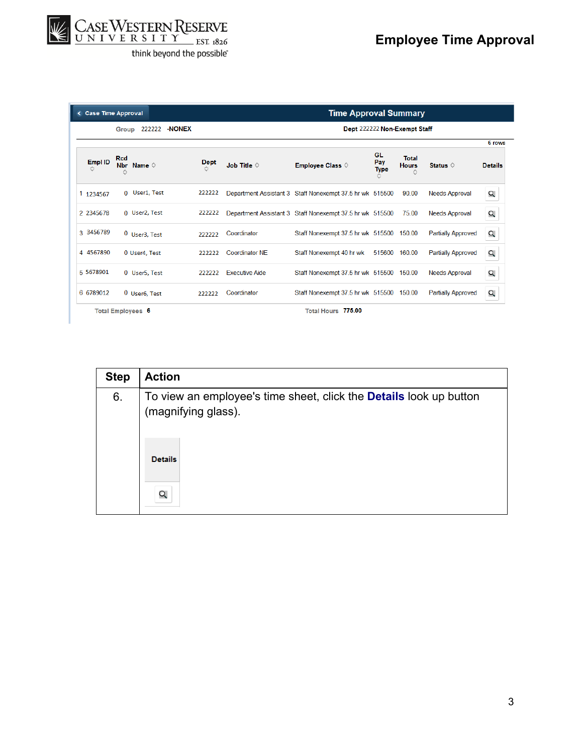**Case Time Approval** | **Time Approval Summary**

Group 222222 -NONEX | Dept 222222 Non-Exempt Staff

6 rows

| | Empl ID | Rcd Nbr | Name | Dept | Job Title | Employee Class | GL Pay Type | Total Hours | Status | Details |
|---|---|---|---|---|---|---|---|---|---|---|
| 1 | 1234567 | 0 | User1, Test | 222222 | Department Assistant 3 | Staff Nonexempt 37.5 hr wk | 515500 | 90.00 | Needs Approval | |
| 2 | 2345678 | 0 | User2, Test | 222222 | Department Assistant 3 | Staff Nonexempt 37.5 hr wk | 515500 | 75.00 | Needs Approval | |
| 3 | 3456789 | 0 | User3, Test | 222222 | Coordinator | Staff Nonexempt 37.5 hr wk | 515500 | 150.00 | Partially Approved | |
| 4 | 4567890 | 0 | User4, Test | 222222 | Coordinator NE | Staff Nonexempt 40 hr wk | 515600 | 160.00 | Partially Approved | |
| 5 | 5678901 | 0 | User5, Test | 222222 | Executive Aide | Staff Nonexempt 37.5 hr wk | 515500 | 150.00 | Needs Approval | |
| 6 | 6789012 | 0 | User6, Test | 222222 | Coordinator | Staff Nonexempt 37.5 hr wk | 515500 | 150.00 | Partially Approved | |

Total Employees 6 | Total Hours 775.00

| Step | Action |
|---|---|
| 6. | To view an employee's time sheet, click the **Details** look up button (magnifying glass). **Details** |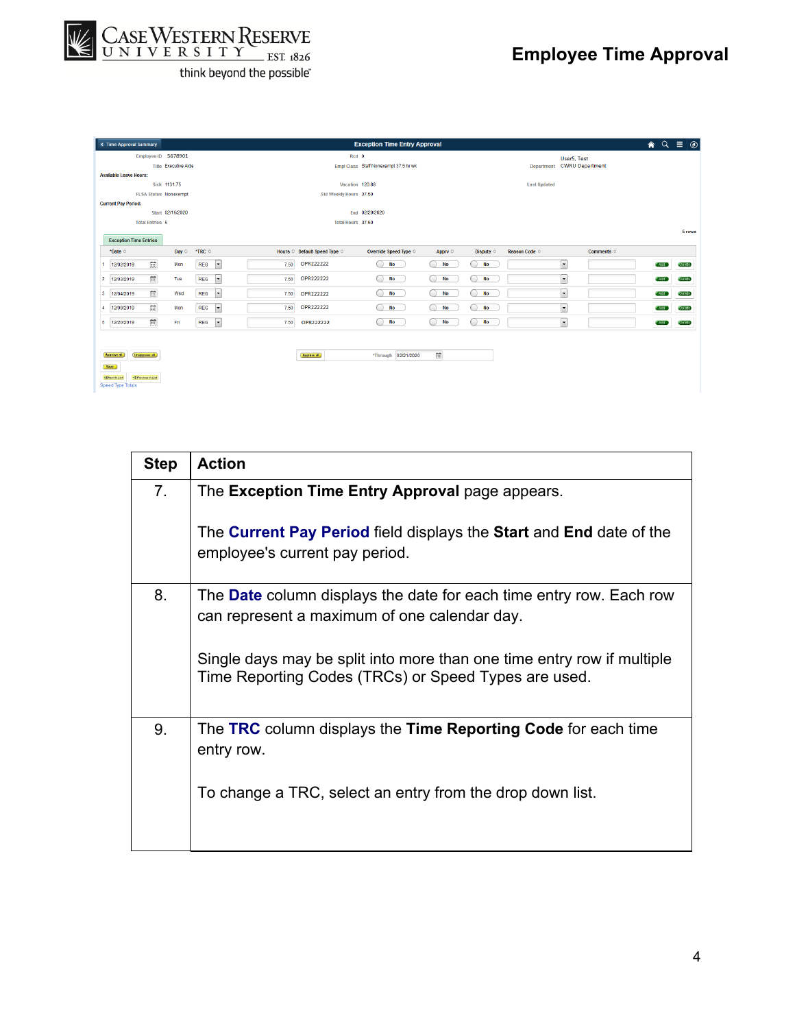| Step | Action |
|---|---|
| 7. | The **Exception Time Entry Approval** page appears.<br><br>The **Current Pay Period** field displays the **Start** and **End** date of the employee's current pay period. |
| 8. | The **Date** column displays the date for each time entry row. Each row can represent a maximum of one calendar day.<br><br>Single days may be split into more than one time entry row if multiple Time Reporting Codes (TRCs) or Speed Types are used. |
| 9. | The **TRC** column displays the **Time Reporting Code** for each time entry row.<br><br>To change a TRC, select an entry from the drop down list. |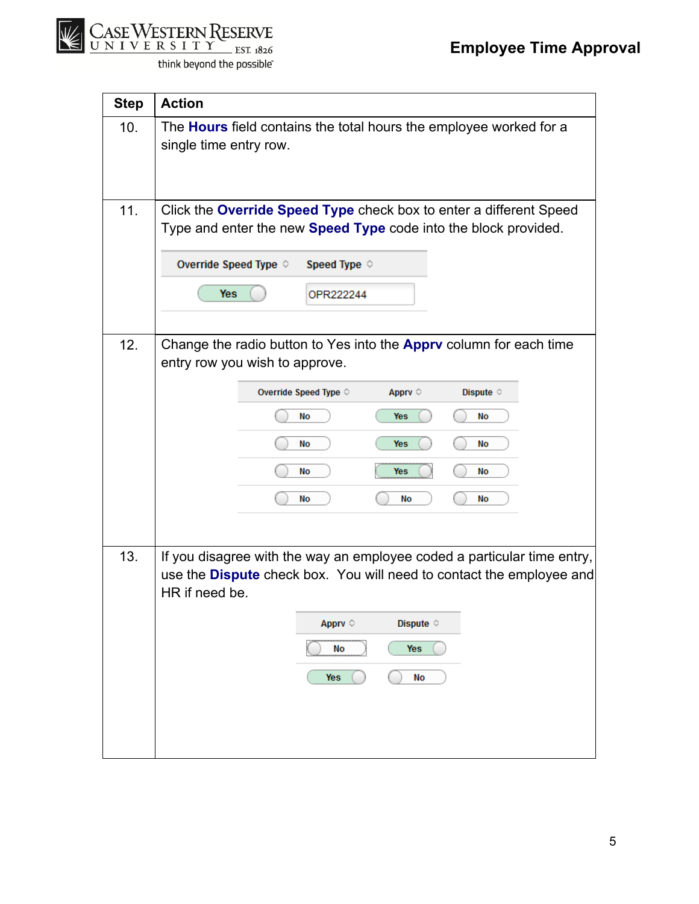| Step | Action |
|---|---|
| 10. | The **Hours** field contains the total hours the employee worked for a single time entry row. |
| 11. | Click the **Override Speed Type** check box to enter a different Speed Type and enter the new **Speed Type** code into the block provided. |
| 12. | Change the radio button to Yes into the **Apprv** column for each time entry row you wish to approve. |
| 13. | If you disagree with the way an employee coded a particular time entry, use the **Dispute** check box. You will need to contact the employee and HR if need be. |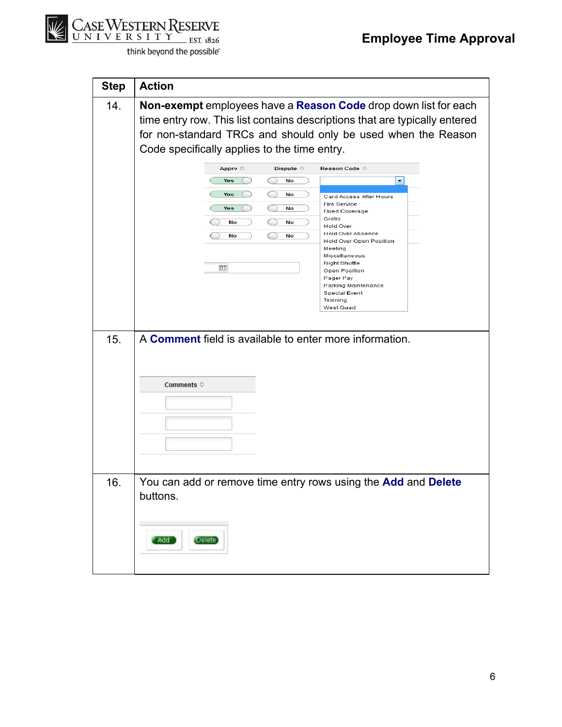| Step | Action |
|---|---|
| 14. | **Non-exempt** employees have a **Reason Code** drop down list for each time entry row. This list contains descriptions that are typically entered for non-standard TRCs and should only be used when the Reason Code specifically applies to the time entry. |
| 15. | A **Comment** field is available to enter more information. |
| 16. | You can add or remove time entry rows using the **Add** and **Delete** buttons. |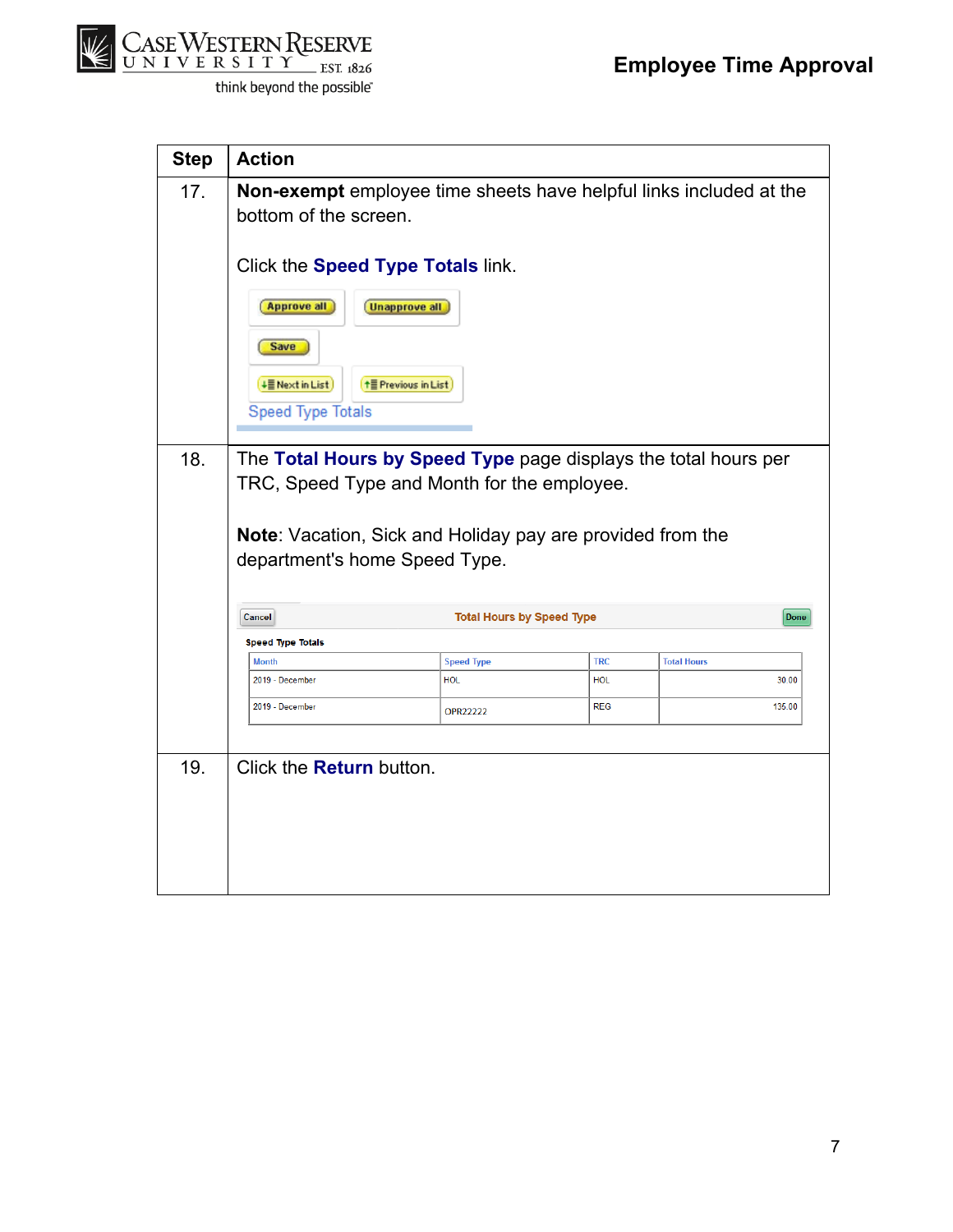| Step | Action |
|---|---|
| 17. | **Non-exempt** employee time sheets have helpful links included at the bottom of the screen.<br><br>Click the **Speed Type Totals** link. |
| 18. | The **Total Hours by Speed Type** page displays the total hours per TRC, Speed Type and Month for the employee.<br><br>**Note**: Vacation, Sick and Holiday pay are provided from the department's home Speed Type. |
| 19. | Click the **Return** button. |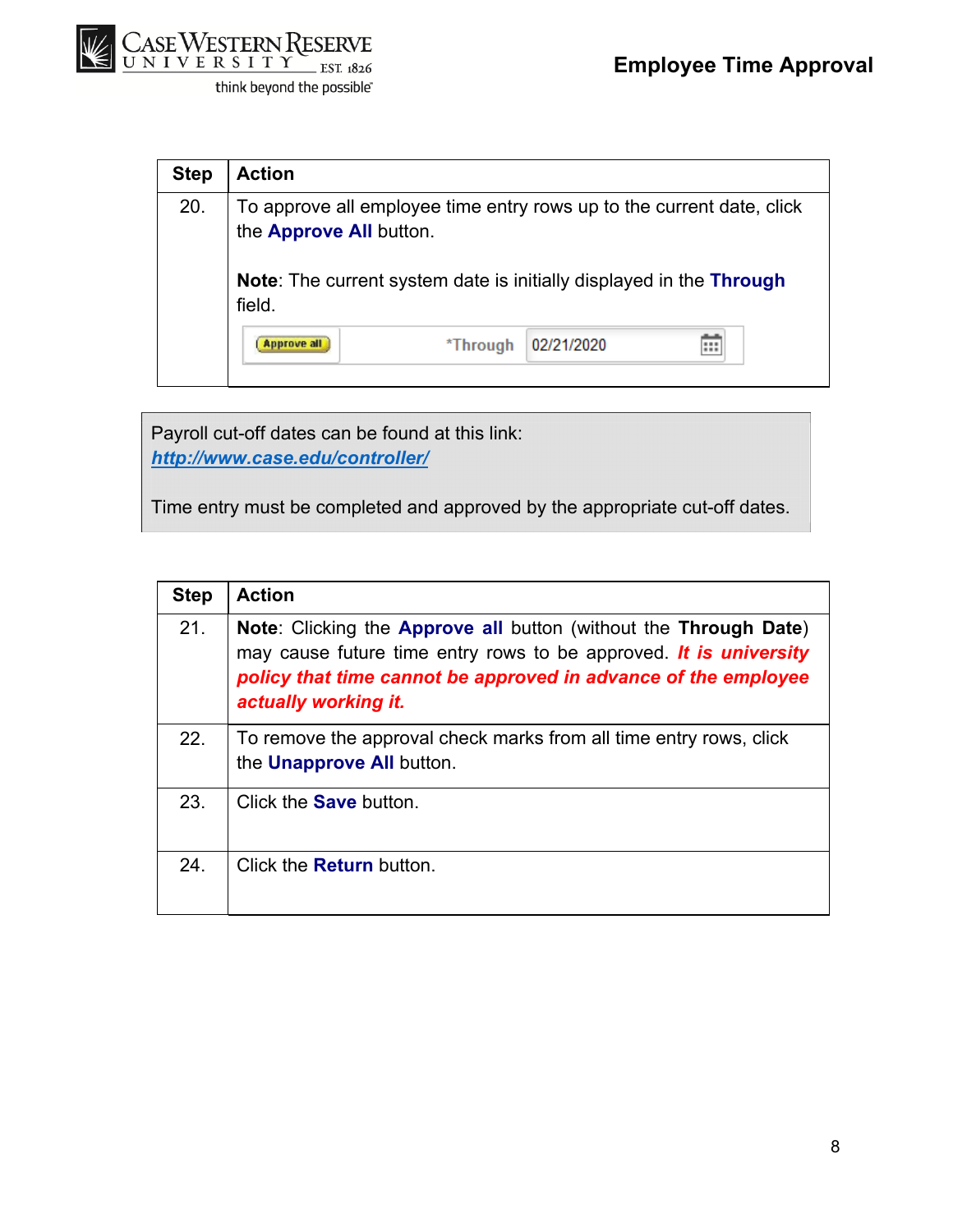| Step | Action |
| --- | --- |
| 20. | To approve all employee time entry rows up to the current date, click the **Approve All** button.<br><br>**Note**: The current system date is initially displayed in the **Through** field.<br><br>Approve all \*Through 02/21/2020 |

Payroll cut-off dates can be found at this link: ***http://www.case.edu/controller/***

Time entry must be completed and approved by the appropriate cut-off dates.

| Step | Action |
| --- | --- |
| 21. | **Note**: Clicking the **Approve all** button (without the **Through Date**) may cause future time entry rows to be approved. ***It is university policy that time cannot be approved in advance of the employee actually working it.*** |
| 22. | To remove the approval check marks from all time entry rows, click the **Unapprove All** button. |
| 23. | Click the **Save** button. |
| 24. | Click the **Return** button. |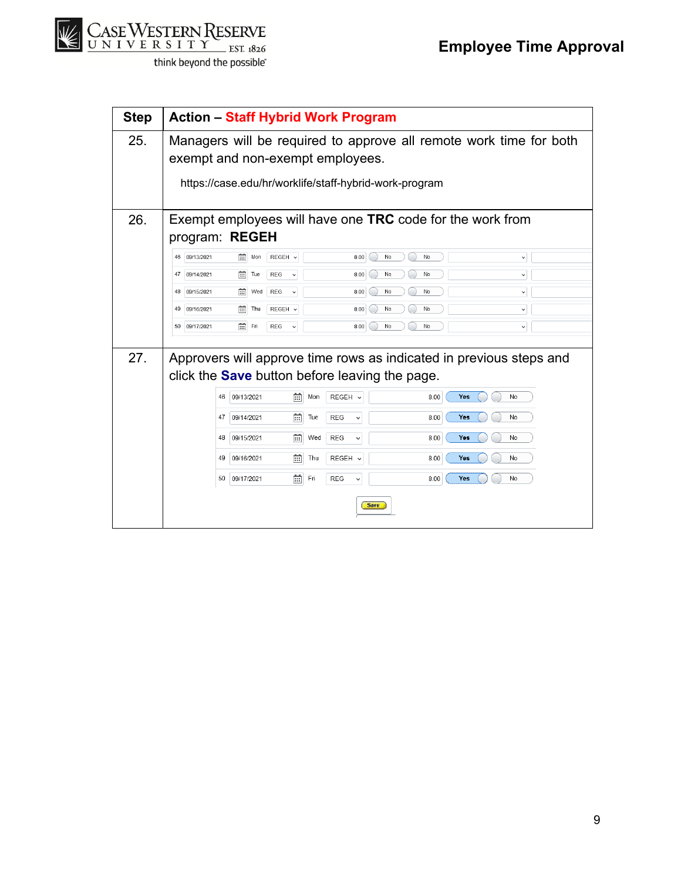| Step | Action – Staff Hybrid Work Program |
|---|---|
| 25. | Managers will be required to approve all remote work time for both exempt and non-exempt employees.<br><br>https://case.edu/hr/worklife/staff-hybrid-work-program |
| 26. | Exempt employees will have one **TRC** code for the work from program: **REGEH**<br><br>46 09/13/2021 Mon REGEH 8.00 No No<br>47 09/14/2021 Tue REG 8.00 No No<br>48 09/15/2021 Wed REG 8.00 No No<br>49 09/16/2021 Thu REGEH 8.00 No No<br>50 09/17/2021 Fri REG 8.00 No No |
| 27. | Approvers will approve time rows as indicated in previous steps and click the **Save** button before leaving the page.<br><br>46 09/13/2021 Mon REGEH 8.00 Yes No<br>47 09/14/2021 Tue REG 8.00 Yes No<br>48 09/15/2021 Wed REG 8.00 Yes No<br>49 09/16/2021 Thu REGEH 8.00 Yes No<br>50 09/17/2021 Fri REG 8.00 Yes No<br><br>Save |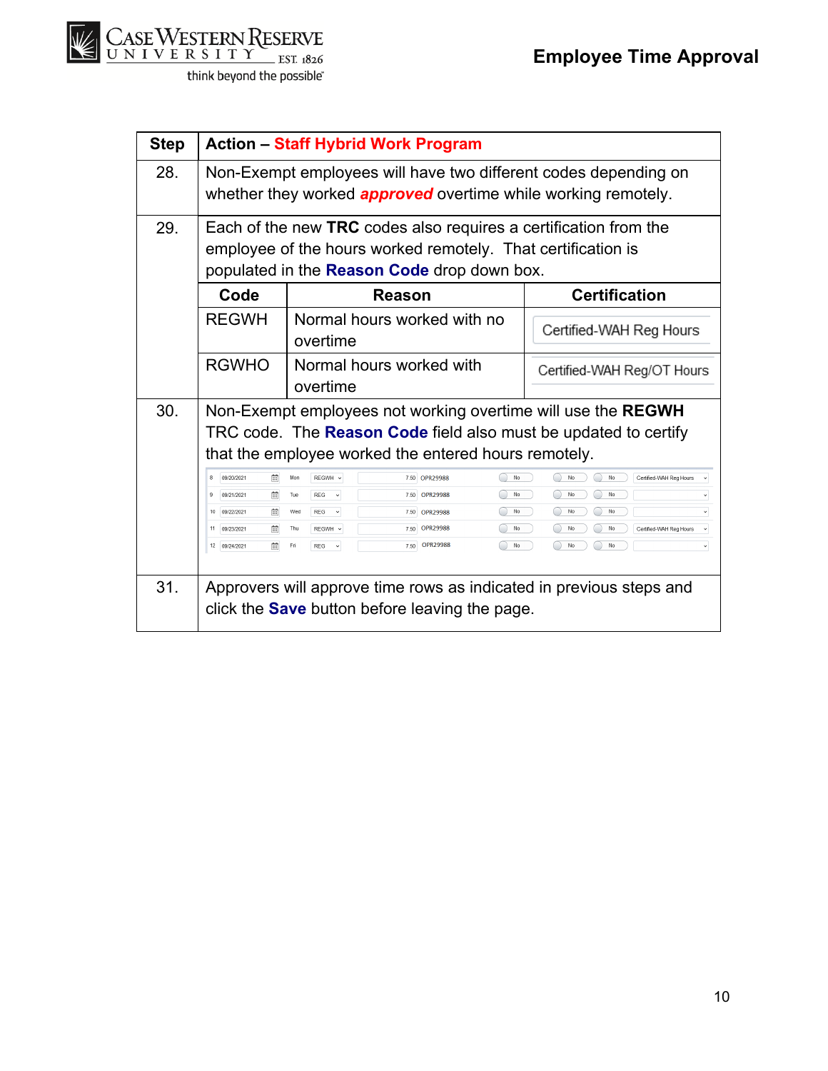| Step | Action – Staff Hybrid Work Program |
|---|---|
| 28. | Non-Exempt employees will have two different codes depending on whether they worked ***approved*** overtime while working remotely. |
| 29. | Each of the new **TRC** codes also requires a certification from the employee of the hours worked remotely. That certification is populated in the **Reason Code** drop down box. |

| Code | Reason | Certification |
|---|---|---|
| REGWH | Normal hours worked with no overtime | Certified-WAH Reg Hours |
| RGWHO | Normal hours worked with overtime | Certified-WAH Reg/OT Hours |

| Step | Action – Staff Hybrid Work Program |
|---|---|
| 30. | Non-Exempt employees not working overtime will use the **REGWH** TRC code. The **Reason Code** field also must be updated to certify that the employee worked the entered hours remotely. |

| | | | | | | | | | |
|---|---|---|---|---|---|---|---|---|---|
| 8 | 09/20/2021 | Mon | REGWH | 7.50 | OPR29988 | No | No | No | Certified-WAH Reg Hours |
| 9 | 09/21/2021 | Tue | REG | 7.50 | OPR29988 | No | No | No | |
| 10 | 09/22/2021 | Wed | REG | 7.50 | OPR29988 | No | No | No | |
| 11 | 09/23/2021 | Thu | REGWH | 7.50 | OPR29988 | No | No | No | Certified-WAH Reg Hours |
| 12 | 09/24/2021 | Fri | REG | 7.50 | OPR29988 | No | No | No | |

| Step | Action – Staff Hybrid Work Program |
|---|---|
| 31. | Approvers will approve time rows as indicated in previous steps and click the **Save** button before leaving the page. |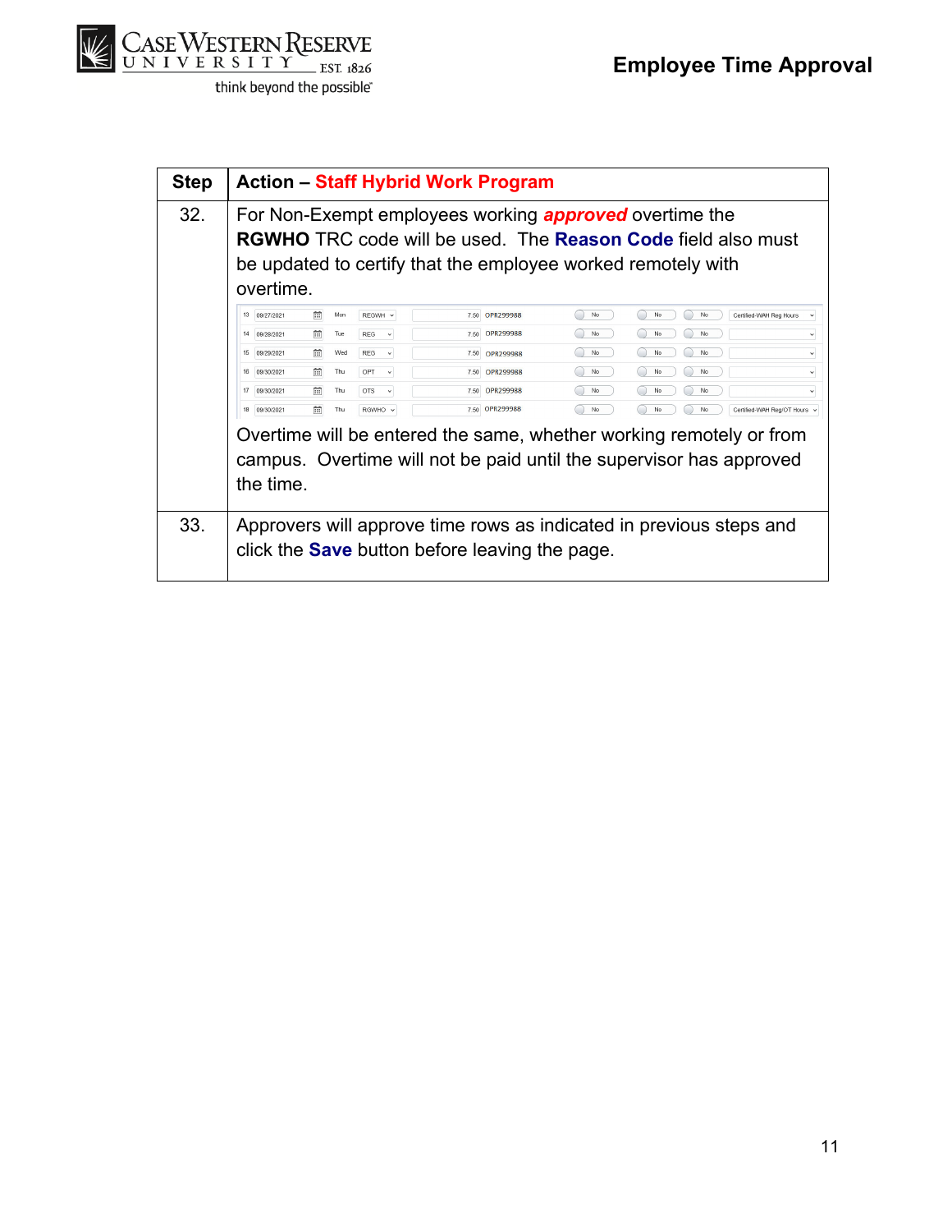| Step | Action – Staff Hybrid Work Program |
|---|---|
| 32. | For Non-Exempt employees working ***approved*** overtime the **RGWHO** TRC code will be used. The **Reason Code** field also must be updated to certify that the employee worked remotely with overtime.<br><br>Overtime will be entered the same, whether working remotely or from campus. Overtime will not be paid until the supervisor has approved the time. |
| 33. | Approvers will approve time rows as indicated in previous steps and click the **Save** button before leaving the page. |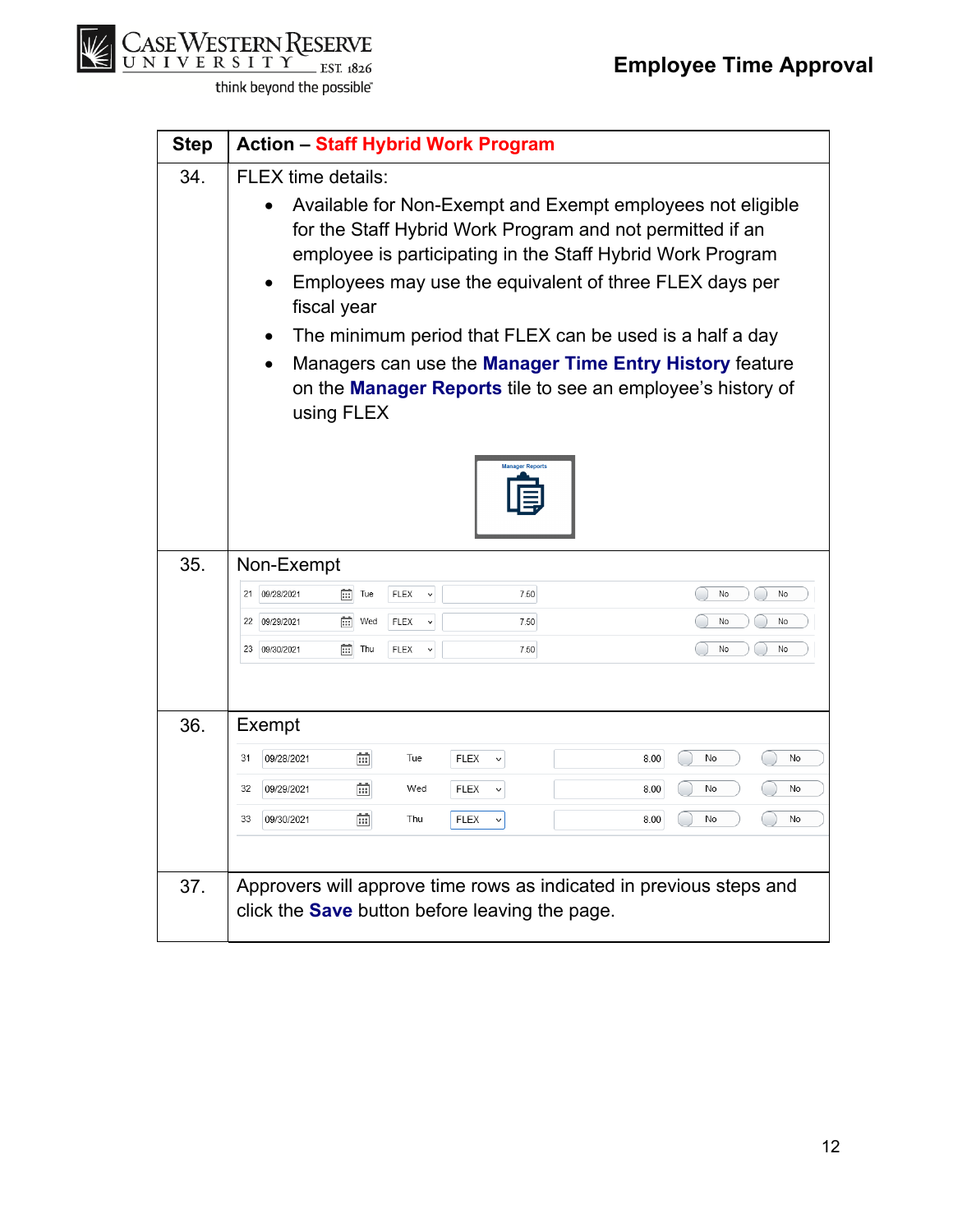| Step | Action – Staff Hybrid Work Program |
|---|---|
| 34. | FLEX time details:<br>• Available for Non-Exempt and Exempt employees not eligible for the Staff Hybrid Work Program and not permitted if an employee is participating in the Staff Hybrid Work Program<br>• Employees may use the equivalent of three FLEX days per fiscal year<br>• The minimum period that FLEX can be used is a half a day<br>• Managers can use the **Manager Time Entry History** feature on the **Manager Reports** tile to see an employee's history of using FLEX<br><br>Manager Reports |
| 35. | Non-Exempt<br>21 09/28/2021 Tue FLEX 7.50 No No<br>22 09/29/2021 Wed FLEX 7.50 No No<br>23 09/30/2021 Thu FLEX 7.50 No No |
| 36. | Exempt<br>31 09/28/2021 Tue FLEX 8.00 No No<br>32 09/29/2021 Wed FLEX 8.00 No No<br>33 09/30/2021 Thu FLEX 8.00 No No |
| 37. | Approvers will approve time rows as indicated in previous steps and click the **Save** button before leaving the page. |